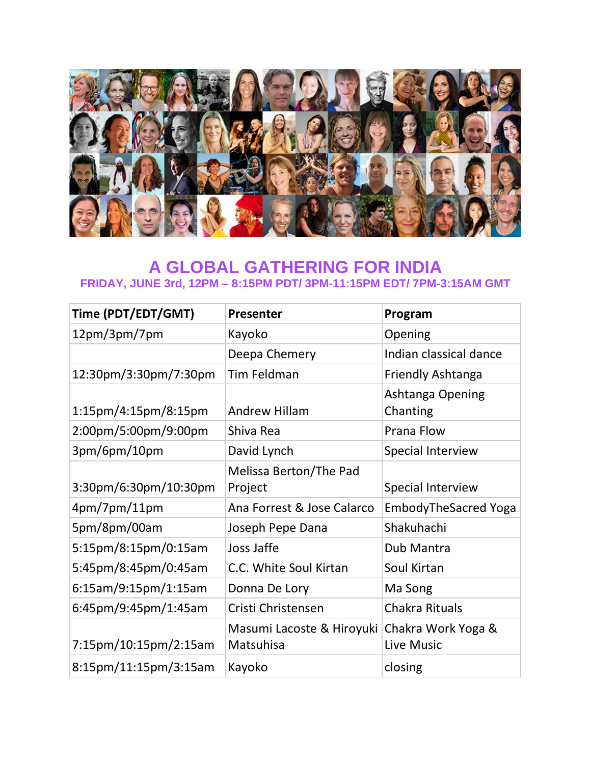# A GLOBAL GATHERING FOR INDIA

**FRIDAY, JUNE 3rd, 12PM – 8:15PM PDT/ 3PM-11:15PM EDT/ 7PM-3:15AM GMT**

| Time (PDT/EDT/GMT) | Presenter | Program |
|---|---|---|
| 12pm/3pm/7pm | Kayoko | Opening |
| | Deepa Chemery | Indian classical dance |
| 12:30pm/3:30pm/7:30pm | Tim Feldman | Friendly Ashtanga |
| 1:15pm/4:15pm/8:15pm | Andrew Hillam | Ashtanga Opening Chanting |
| 2:00pm/5:00pm/9:00pm | Shiva Rea | Prana Flow |
| 3pm/6pm/10pm | David Lynch | Special Interview |
| 3:30pm/6:30pm/10:30pm | Melissa Berton/The Pad Project | Special Interview |
| 4pm/7pm/11pm | Ana Forrest & Jose Calarco | EmbodyTheSacred Yoga |
| 5pm/8pm/00am | Joseph Pepe Dana | Shakuhachi |
| 5:15pm/8:15pm/0:15am | Joss Jaffe | Dub Mantra |
| 5:45pm/8:45pm/0:45am | C.C. White Soul Kirtan | Soul Kirtan |
| 6:15am/9:15pm/1:15am | Donna De Lory | Ma Song |
| 6:45pm/9:45pm/1:45am | Cristi Christensen | Chakra Rituals |
| 7:15pm/10:15pm/2:15am | Masumi Lacoste & Hiroyuki Matsuhisa | Chakra Work Yoga & Live Music |
| 8:15pm/11:15pm/3:15am | Kayoko | closing |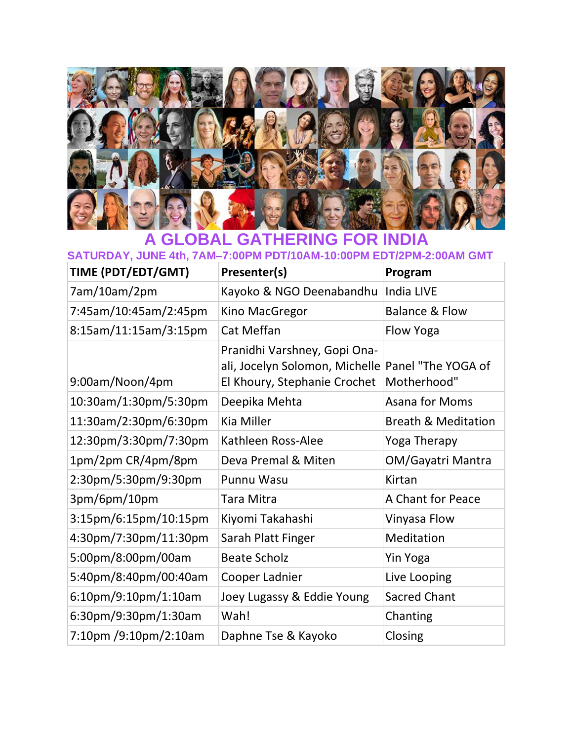# A GLOBAL GATHERING FOR INDIA

## SATURDAY, JUNE 4th, 7AM–7:00PM PDT/10AM-10:00PM EDT/2PM-2:00AM GMT

| TIME (PDT/EDT/GMT) | Presenter(s) | Program |
|---|---|---|
| 7am/10am/2pm | Kayoko & NGO Deenabandhu | India LIVE |
| 7:45am/10:45am/2:45pm | Kino MacGregor | Balance & Flow |
| 8:15am/11:15am/3:15pm | Cat Meffan | Flow Yoga |
| 9:00am/Noon/4pm | Pranidhi Varshney, Gopi Ona-ali, Jocelyn Solomon, Michelle El Khoury, Stephanie Crochet | Panel "The YOGA of Motherhood" |
| 10:30am/1:30pm/5:30pm | Deepika Mehta | Asana for Moms |
| 11:30am/2:30pm/6:30pm | Kia Miller | Breath & Meditation |
| 12:30pm/3:30pm/7:30pm | Kathleen Ross-Alee | Yoga Therapy |
| 1pm/2pm CR/4pm/8pm | Deva Premal & Miten | OM/Gayatri Mantra |
| 2:30pm/5:30pm/9:30pm | Punnu Wasu | Kirtan |
| 3pm/6pm/10pm | Tara Mitra | A Chant for Peace |
| 3:15pm/6:15pm/10:15pm | Kiyomi Takahashi | Vinyasa Flow |
| 4:30pm/7:30pm/11:30pm | Sarah Platt Finger | Meditation |
| 5:00pm/8:00pm/00am | Beate Scholz | Yin Yoga |
| 5:40pm/8:40pm/00:40am | Cooper Ladnier | Live Looping |
| 6:10pm/9:10pm/1:10am | Joey Lugassy & Eddie Young | Sacred Chant |
| 6:30pm/9:30pm/1:30am | Wah! | Chanting |
| 7:10pm /9:10pm/2:10am | Daphne Tse & Kayoko | Closing |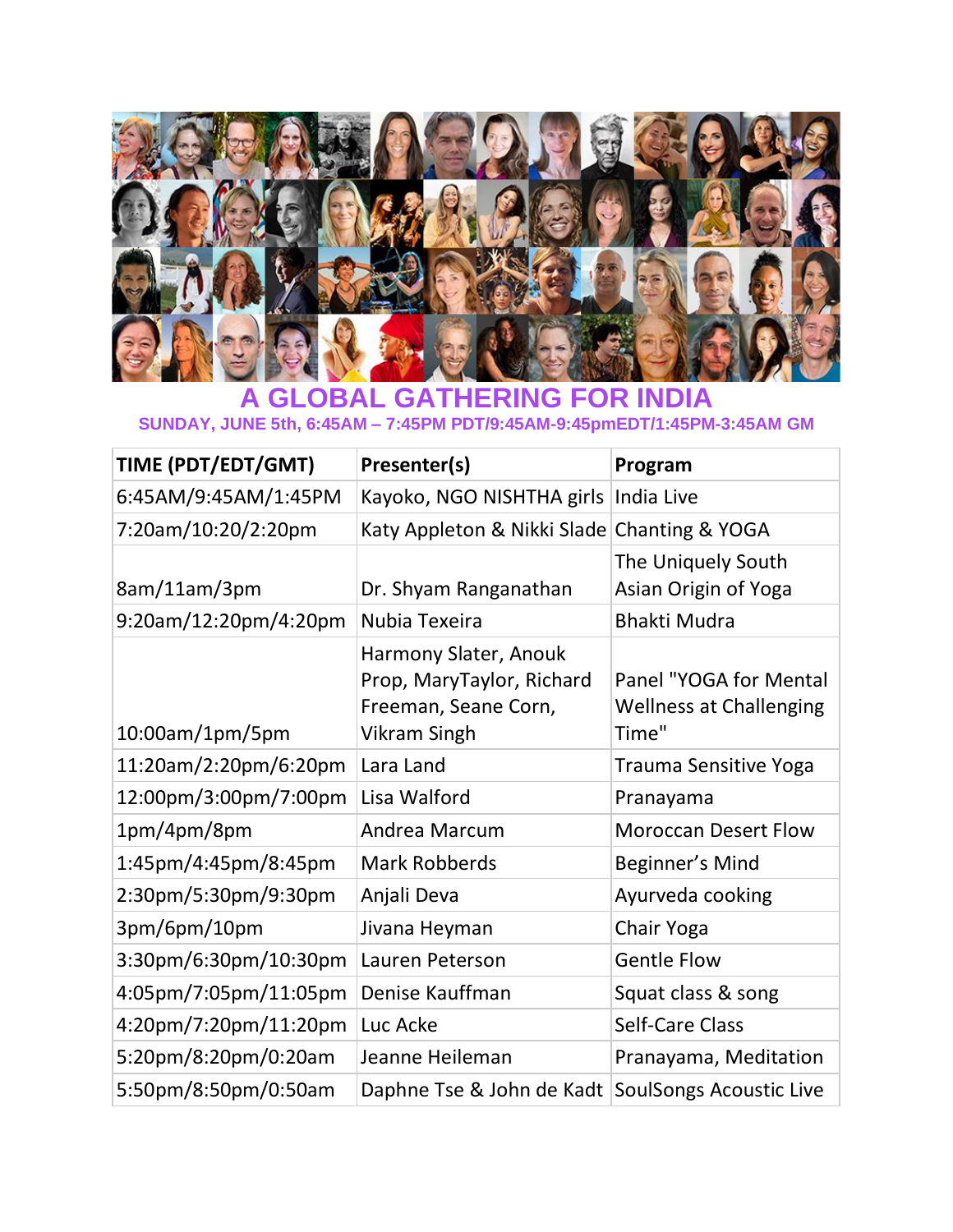# A GLOBAL GATHERING FOR INDIA

**SUNDAY, JUNE 5th, 6:45AM – 7:45PM PDT/9:45AM-9:45pmEDT/1:45PM-3:45AM GM**

| TIME (PDT/EDT/GMT) | Presenter(s) | Program |
|---|---|---|
| 6:45AM/9:45AM/1:45PM | Kayoko, NGO NISHTHA girls | India Live |
| 7:20am/10:20/2:20pm | Katy Appleton & Nikki Slade | Chanting & YOGA |
| 8am/11am/3pm | Dr. Shyam Ranganathan | The Uniquely South Asian Origin of Yoga |
| 9:20am/12:20pm/4:20pm | Nubia Texeira | Bhakti Mudra |
| 10:00am/1pm/5pm | Harmony Slater, Anouk Prop, MaryTaylor, Richard Freeman, Seane Corn, Vikram Singh | Panel "YOGA for Mental Wellness at Challenging Time" |
| 11:20am/2:20pm/6:20pm | Lara Land | Trauma Sensitive Yoga |
| 12:00pm/3:00pm/7:00pm | Lisa Walford | Pranayama |
| 1pm/4pm/8pm | Andrea Marcum | Moroccan Desert Flow |
| 1:45pm/4:45pm/8:45pm | Mark Robberds | Beginner's Mind |
| 2:30pm/5:30pm/9:30pm | Anjali Deva | Ayurveda cooking |
| 3pm/6pm/10pm | Jivana Heyman | Chair Yoga |
| 3:30pm/6:30pm/10:30pm | Lauren Peterson | Gentle Flow |
| 4:05pm/7:05pm/11:05pm | Denise Kauffman | Squat class & song |
| 4:20pm/7:20pm/11:20pm | Luc Acke | Self-Care Class |
| 5:20pm/8:20pm/0:20am | Jeanne Heileman | Pranayama, Meditation |
| 5:50pm/8:50pm/0:50am | Daphne Tse & John de Kadt | SoulSongs Acoustic Live |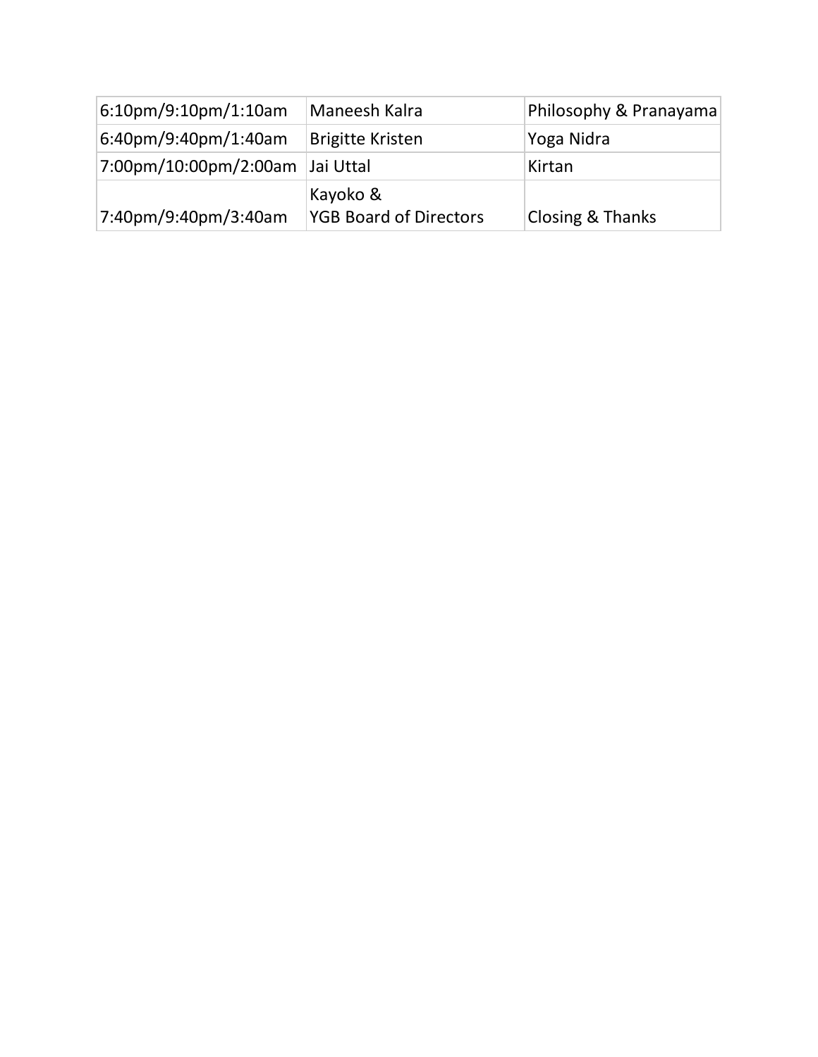| | | |
|---|---|---|
| 6:10pm/9:10pm/1:10am | Maneesh Kalra | Philosophy & Pranayama |
| 6:40pm/9:40pm/1:40am | Brigitte Kristen | Yoga Nidra |
| 7:00pm/10:00pm/2:00am | Jai Uttal | Kirtan |
| 7:40pm/9:40pm/3:40am | Kayoko & YGB Board of Directors | Closing & Thanks |